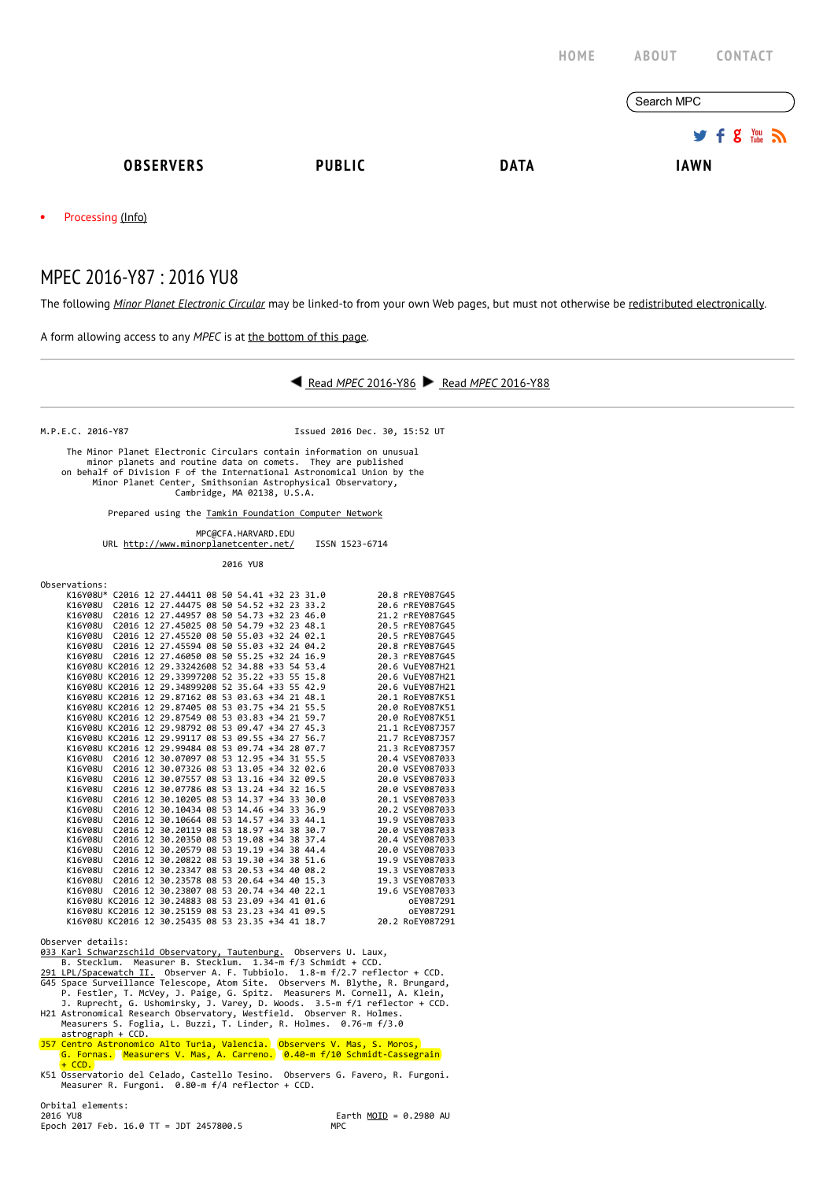HOME ABOUT CONTACT

Search MPC

**OBSERVERS** **PUBLIC** **DATA** **IAWN**

- Processing (Info)

# MPEC 2016-Y87 : 2016 YU8

The following *Minor Planet Electronic Circular* may be linked-to from your own Web pages, but must not otherwise be redistributed electronically.

A form allowing access to any *MPEC* is at the bottom of this page.

Read *MPEC* 2016-Y86 Read *MPEC* 2016-Y88

```
M.P.E.C. 2016-Y87                              Issued 2016 Dec. 30, 15:52 UT

     The Minor Planet Electronic Circulars contain information on unusual
         minor planets and routine data on comets.  They are published
    on behalf of Division F of the International Astronomical Union by the
          Minor Planet Center, Smithsonian Astrophysical Observatory,
                          Cambridge, MA 02138, U.S.A.

                Prepared using the Tamkin Foundation Computer Network

                             MPC@CFA.HARVARD.EDU
          URL http://www.minorplanetcenter.net/     ISSN 1523-6714

                                   2016 YU8

Observations:
     K16Y08U* C2016 12 27.44411 08 50 54.41 +32 23 31.0          20.8 rREY087G45
     K16Y08U  C2016 12 27.44475 08 50 54.52 +32 23 33.2          20.6 rREY087G45
     K16Y08U  C2016 12 27.44957 08 50 54.73 +32 23 46.0          21.2 rREY087G45
     K16Y08U  C2016 12 27.45025 08 50 54.79 +32 23 48.1          20.5 rREY087G45
     K16Y08U  C2016 12 27.45520 08 50 55.03 +32 24 02.1          20.5 rREY087G45
     K16Y08U  C2016 12 27.45594 08 50 55.03 +32 24 04.2          20.8 rREY087G45
     K16Y08U  C2016 12 27.46050 08 50 55.25 +32 24 16.9          20.3 rREY087G45
     K16Y08U KC2016 12 29.33242608 52 34.88 +33 54 53.4          20.6 VuEY087H21
     K16Y08U KC2016 12 29.33997208 52 35.22 +33 55 15.8          20.6 VuEY087H21
     K16Y08U KC2016 12 29.34899208 52 35.64 +33 55 42.9          20.6 VuEY087H21
     K16Y08U KC2016 12 29.87162 08 53 03.63 +34 21 48.1          20.1 RoEY087K51
     K16Y08U KC2016 12 29.87405 08 53 03.75 +34 21 55.5          20.0 RoEY087K51
     K16Y08U KC2016 12 29.87549 08 53 03.83 +34 21 59.7          20.0 RoEY087K51
     K16Y08U KC2016 12 29.98792 08 53 09.47 +34 27 45.3          21.1 RcEY087J57
     K16Y08U KC2016 12 29.99117 08 53 09.55 +34 27 56.7          21.7 RcEY087J57
     K16Y08U KC2016 12 29.99484 08 53 09.74 +34 28 07.7          21.3 RcEY087J57
     K16Y08U  C2016 12 30.07097 08 53 12.95 +34 31 55.5          20.4 VSEY087033
     K16Y08U  C2016 12 30.07326 08 53 13.05 +34 32 02.6          20.0 VSEY087033
     K16Y08U  C2016 12 30.07557 08 53 13.16 +34 32 09.5          20.0 VSEY087033
     K16Y08U  C2016 12 30.07786 08 53 13.24 +34 32 16.5          20.0 VSEY087033
     K16Y08U  C2016 12 30.10205 08 53 14.37 +34 33 30.0          20.1 VSEY087033
     K16Y08U  C2016 12 30.10434 08 53 14.46 +34 33 36.9          20.2 VSEY087033
     K16Y08U  C2016 12 30.10664 08 53 14.57 +34 33 44.1          19.9 VSEY087033
     K16Y08U  C2016 12 30.20119 08 53 18.97 +34 38 30.7          20.0 VSEY087033
     K16Y08U  C2016 12 30.20350 08 53 19.08 +34 38 37.4          20.4 VSEY087033
     K16Y08U  C2016 12 30.20579 08 53 19.19 +34 38 44.4          20.0 VSEY087033
     K16Y08U  C2016 12 30.20822 08 53 19.30 +34 38 51.6          19.9 VSEY087033
     K16Y08U  C2016 12 30.23347 08 53 20.53 +34 40 08.2          19.3 VSEY087033
     K16Y08U  C2016 12 30.23578 08 53 20.64 +34 40 15.3          19.3 VSEY087033
     K16Y08U  C2016 12 30.23807 08 53 20.74 +34 40 22.1          19.6 VSEY087033
     K16Y08U KC2016 12 30.24883 08 53 23.09 +34 41 01.6               oEY087291
     K16Y08U KC2016 12 30.25159 08 53 23.23 +34 41 09.5               oEY087291
     K16Y08U KC2016 12 30.25435 08 53 23.35 +34 41 18.7          20.2 RoEY087291

Observer details:
033 Karl Schwarzschild Observatory, Tautenburg.  Observers U. Laux,
    B. Stecklum.  Measurer B. Stecklum.  1.34-m f/3 Schmidt + CCD.
291 LPL/Spacewatch II.  Observer A. F. Tubbiolo.  1.8-m f/2.7 reflector + CCD.
G45 Space Surveillance Telescope, Atom Site.  Observers M. Blythe, R. Brungard,
    P. Festler, T. McVey, J. Paige, G. Spitz.  Measurers M. Cornell, A. Klein,
    J. Ruprecht, G. Ushomirsky, J. Varey, D. Woods.  3.5-m f/1 reflector + CCD.
H21 Astronomical Research Observatory, Westfield.  Observer R. Holmes.
    Measurers S. Foglia, L. Buzzi, T. Linder, R. Holmes.  0.76-m f/3.0
    astrograph + CCD.
J57 Centro Astronomico Alto Turia, Valencia.  Observers V. Mas, S. Moros,
    G. Fornas.  Measurers V. Mas, A. Carreno.  0.40-m f/10 Schmidt-Cassegrain
    + CCD.
K51 Osservatorio del Celado, Castello Tesino.  Observers G. Favero, R. Furgoni.
    Measurer R. Furgoni.  0.80-m f/4 reflector + CCD.

Orbital elements:
2016 YU8                                                 Earth MOID = 0.2980 AU
Epoch 2017 Feb. 16.0 TT = JDT 2457800.5                 MPC
```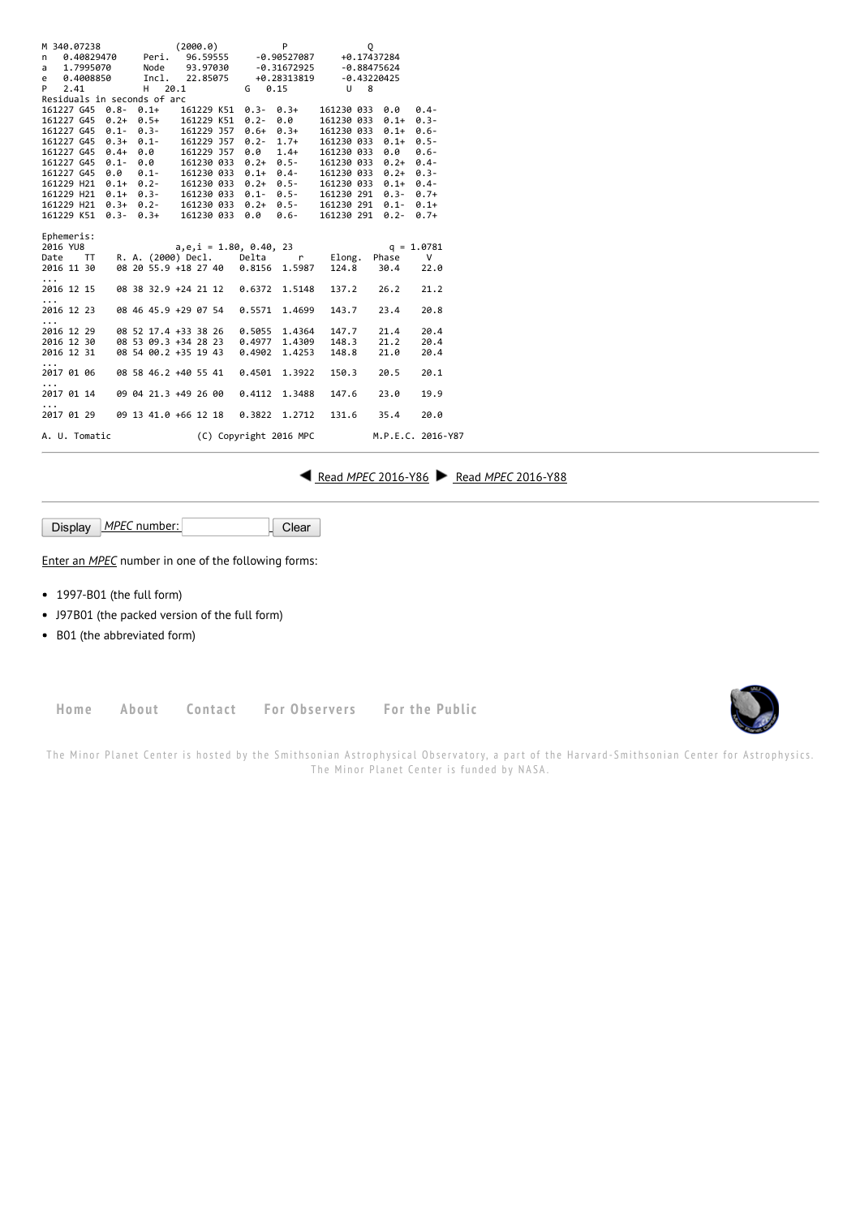```
M 340.07238            (2000.0)            P               Q
n   0.40829470      Peri.   96.59555     -0.90527087     +0.17437284
a   1.7995070       Node    93.97030     -0.31672925     -0.88475624
e   0.4008850       Incl.   22.85075     +0.28313819     -0.43220425
P   2.41            H  20.1           G   0.15           U   8
Residuals in seconds of arc
161227 G45  0.8-  0.1+    161229 K51  0.3-  0.3+    161230 033  0.0   0.4-
161227 G45  0.2+  0.5+    161229 K51  0.2-  0.0     161230 033  0.1+  0.3-
161227 G45  0.1-  0.3-    161229 J57  0.6+  0.3+    161230 033  0.1+  0.6-
161227 G45  0.3+  0.1-    161229 J57  0.2-  1.7+    161230 033  0.1+  0.5-
161227 G45  0.4+  0.0     161229 J57  0.0   1.4+    161230 033  0.0   0.6-
161227 G45  0.1-  0.0     161230 033  0.2+  0.5-    161230 033  0.2+  0.4-
161227 G45  0.0   0.1-    161230 033  0.1+  0.4-    161230 033  0.2+  0.3-
161229 H21  0.1+  0.2-    161230 033  0.2+  0.5-    161230 033  0.1+  0.4-
161229 H21  0.1+  0.3-    161230 033  0.1-  0.5-    161230 291  0.3-  0.7+
161229 H21  0.3+  0.2-    161230 033  0.2+  0.5-    161230 291  0.1-  0.1+
161229 K51  0.3-  0.3+    161230 033  0.0   0.6-    161230 291  0.2-  0.7+

Ephemeris:
2016 YU8                  a,e,i = 1.80, 0.40, 23                   q = 1.0781
Date    TT     R. A. (2000) Decl.     Delta     r     Elong.  Phase     V
2016 11 30     08 20 55.9 +18 27 40   0.8156  1.5987   124.8    30.4    22.0
...
2016 12 15     08 38 32.9 +24 21 12   0.6372  1.5148   137.2    26.2    21.2
...
2016 12 23     08 46 45.9 +29 07 54   0.5571  1.4699   143.7    23.4    20.8
...
2016 12 29     08 52 17.4 +33 38 26   0.5055  1.4364   147.7    21.4    20.4
2016 12 30     08 53 09.3 +34 28 23   0.4977  1.4309   148.3    21.2    20.4
2016 12 31     08 54 00.2 +35 19 43   0.4902  1.4253   148.8    21.0    20.4
...
2017 01 06     08 58 46.2 +40 55 41   0.4501  1.3922   150.3    20.5    20.1
...
2017 01 14     09 04 21.3 +49 26 00   0.4112  1.3488   147.6    23.0    19.9
...
2017 01 29     09 13 41.0 +66 12 18   0.3822  1.2712   131.6    35.4    20.0

A. U. Tomatic              (C) Copyright 2016 MPC           M.P.E.C. 2016-Y87
```

◀ Read *MPEC* 2016-Y86 ▶ Read *MPEC* 2016-Y88

Display *MPEC* number: Clear

Enter an *MPEC* number in one of the following forms:

- 1997-B01 (the full form)
- J97B01 (the packed version of the full form)
- B01 (the abbreviated form)

Home About Contact For Observers For the Public

The Minor Planet Center is hosted by the Smithsonian Astrophysical Observatory, a part of the Harvard-Smithsonian Center for Astrophysics. The Minor Planet Center is funded by NASA.